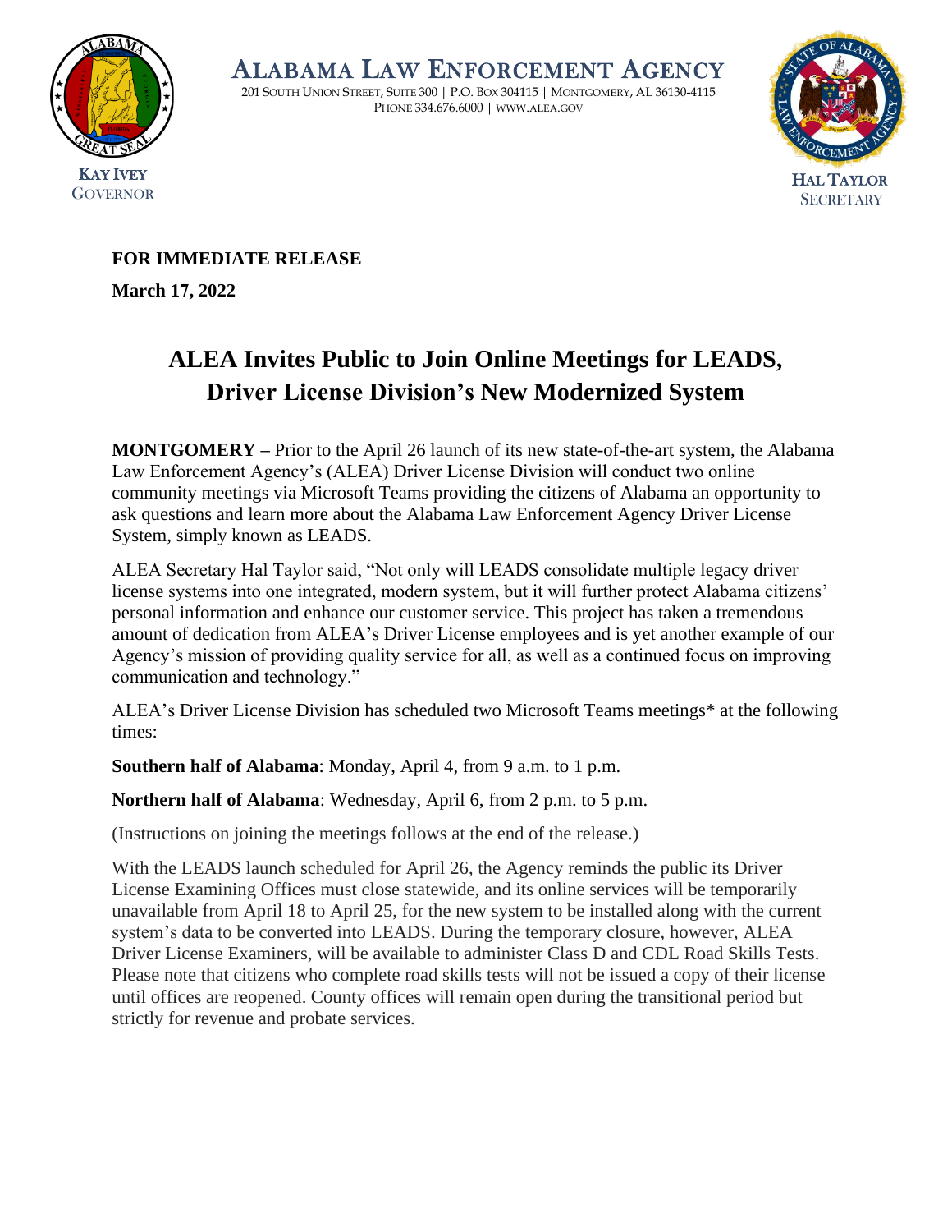# ALABAMA LAW ENFORCEMENT AGENCY

201 SOUTH UNION STREET, SUITE 300 | P.O. BOX 304115 | MONTGOMERY, AL 36130-4115
PHONE 334.676.6000 | WWW.ALEA.GOV

KAY IVEY
GOVERNOR

HAL TAYLOR
SECRETARY

**FOR IMMEDIATE RELEASE**

**March 17, 2022**

## ALEA Invites Public to Join Online Meetings for LEADS, Driver License Division's New Modernized System

**MONTGOMERY –** Prior to the April 26 launch of its new state-of-the-art system, the Alabama Law Enforcement Agency's (ALEA) Driver License Division will conduct two online community meetings via Microsoft Teams providing the citizens of Alabama an opportunity to ask questions and learn more about the Alabama Law Enforcement Agency Driver License System, simply known as LEADS.

ALEA Secretary Hal Taylor said, "Not only will LEADS consolidate multiple legacy driver license systems into one integrated, modern system, but it will further protect Alabama citizens' personal information and enhance our customer service. This project has taken a tremendous amount of dedication from ALEA's Driver License employees and is yet another example of our Agency's mission of providing quality service for all, as well as a continued focus on improving communication and technology."

ALEA's Driver License Division has scheduled two Microsoft Teams meetings* at the following times:

**Southern half of Alabama**: Monday, April 4, from 9 a.m. to 1 p.m.

**Northern half of Alabama**: Wednesday, April 6, from 2 p.m. to 5 p.m.

(Instructions on joining the meetings follows at the end of the release.)

With the LEADS launch scheduled for April 26, the Agency reminds the public its Driver License Examining Offices must close statewide, and its online services will be temporarily unavailable from April 18 to April 25, for the new system to be installed along with the current system's data to be converted into LEADS. During the temporary closure, however, ALEA Driver License Examiners, will be available to administer Class D and CDL Road Skills Tests. Please note that citizens who complete road skills tests will not be issued a copy of their license until offices are reopened. County offices will remain open during the transitional period but strictly for revenue and probate services.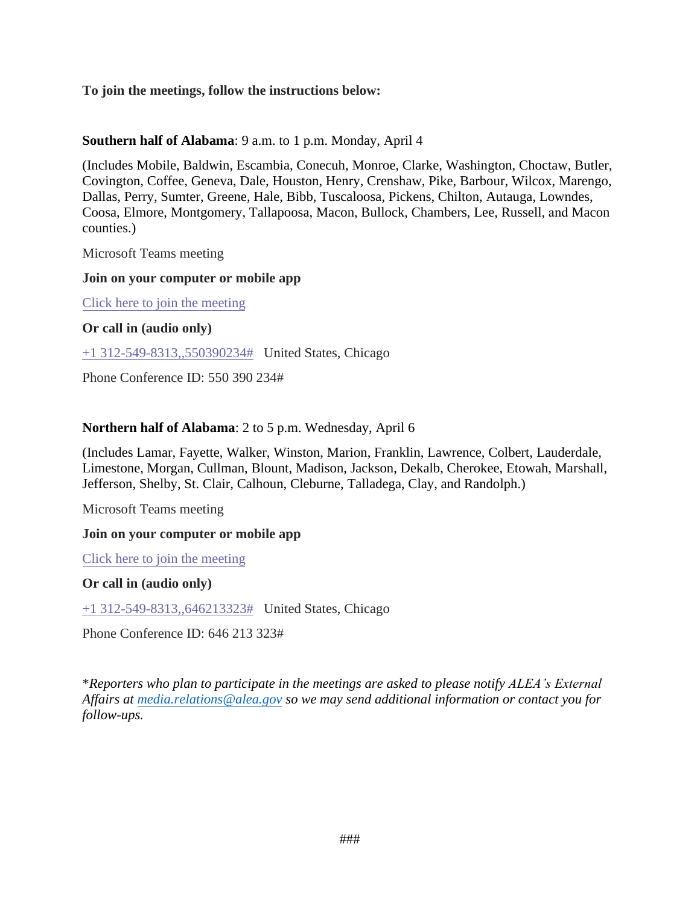**To join the meetings, follow the instructions below:**

**Southern half of Alabama**: 9 a.m. to 1 p.m. Monday, April 4

(Includes Mobile, Baldwin, Escambia, Conecuh, Monroe, Clarke, Washington, Choctaw, Butler, Covington, Coffee, Geneva, Dale, Houston, Henry, Crenshaw, Pike, Barbour, Wilcox, Marengo, Dallas, Perry, Sumter, Greene, Hale, Bibb, Tuscaloosa, Pickens, Chilton, Autauga, Lowndes, Coosa, Elmore, Montgomery, Tallapoosa, Macon, Bullock, Chambers, Lee, Russell, and Macon counties.)

Microsoft Teams meeting

**Join on your computer or mobile app**

Click here to join the meeting

**Or call in (audio only)**

+1 312-549-8313,,550390234# United States, Chicago

Phone Conference ID: 550 390 234#

**Northern half of Alabama**: 2 to 5 p.m. Wednesday, April 6

(Includes Lamar, Fayette, Walker, Winston, Marion, Franklin, Lawrence, Colbert, Lauderdale, Limestone, Morgan, Cullman, Blount, Madison, Jackson, Dekalb, Cherokee, Etowah, Marshall, Jefferson, Shelby, St. Clair, Calhoun, Cleburne, Talladega, Clay, and Randolph.)

Microsoft Teams meeting

**Join on your computer or mobile app**

Click here to join the meeting

**Or call in (audio only)**

+1 312-549-8313,,646213323# United States, Chicago

Phone Conference ID: 646 213 323#

\**Reporters who plan to participate in the meetings are asked to please notify ALEA's External Affairs at media.relations@alea.gov so we may send additional information or contact you for follow-ups.*

###